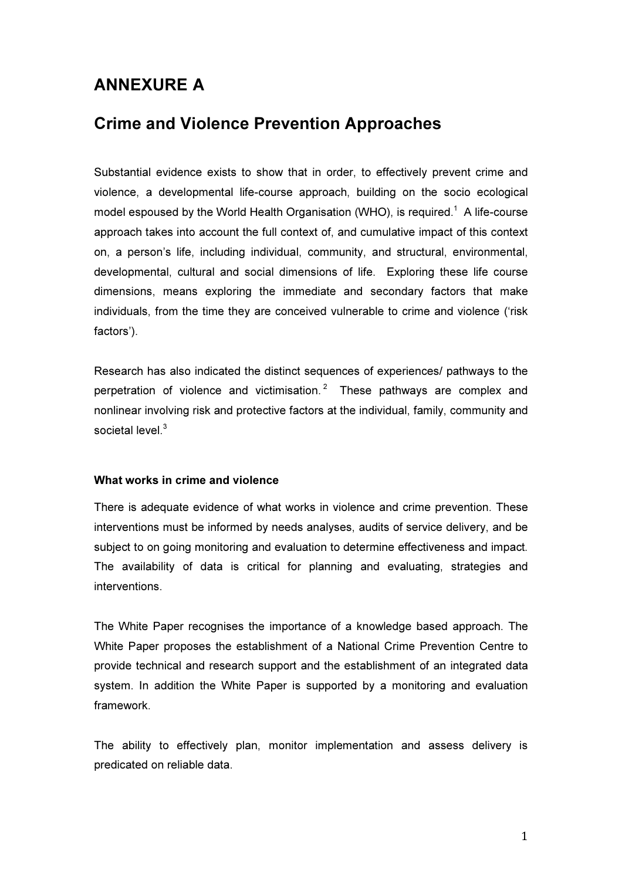# ANNEXURE A

## Crime and Violence Prevention Approaches

Substantial evidence exists to show that in order, to effectively prevent crime and violence, a developmental life-course approach, building on the socio ecological model espoused by the World Health Organisation (WHO), is required.[1] A life-course approach takes into account the full context of, and cumulative impact of this context on, a person's life, including individual, community, and structural, environmental, developmental, cultural and social dimensions of life. Exploring these life course dimensions, means exploring the immediate and secondary factors that make individuals, from the time they are conceived vulnerable to crime and violence ('risk factors').

Research has also indicated the distinct sequences of experiences/ pathways to the perpetration of violence and victimisation.[2] These pathways are complex and nonlinear involving risk and protective factors at the individual, family, community and societal level.[3]

**What works in crime and violence**

There is adequate evidence of what works in violence and crime prevention. These interventions must be informed by needs analyses, audits of service delivery, and be subject to on going monitoring and evaluation to determine effectiveness and impact. The availability of data is critical for planning and evaluating, strategies and interventions.

The White Paper recognises the importance of a knowledge based approach. The White Paper proposes the establishment of a National Crime Prevention Centre to provide technical and research support and the establishment of an integrated data system. In addition the White Paper is supported by a monitoring and evaluation framework.

The ability to effectively plan, monitor implementation and assess delivery is predicated on reliable data.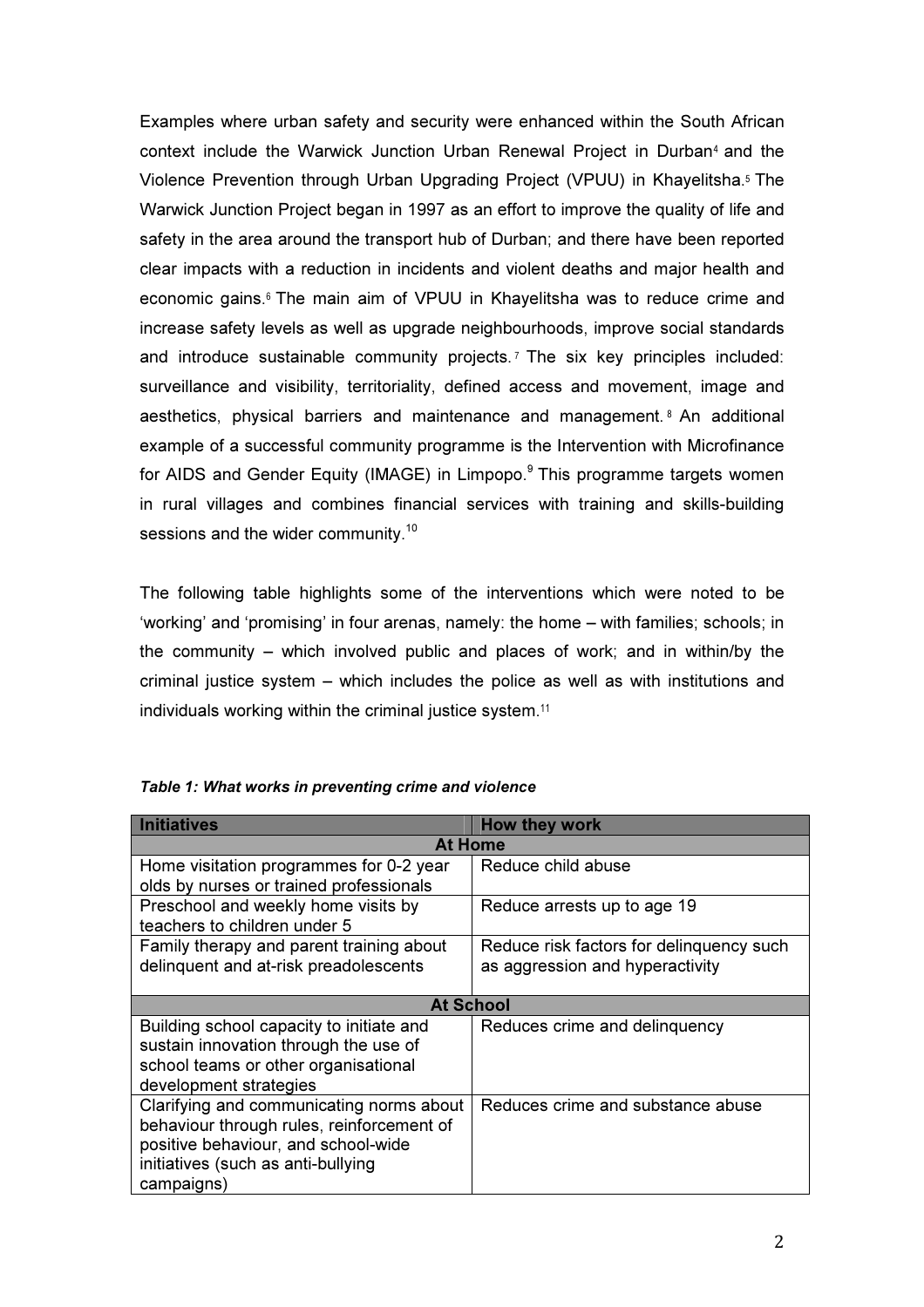Examples where urban safety and security were enhanced within the South African context include the Warwick Junction Urban Renewal Project in Durban[4] and the Violence Prevention through Urban Upgrading Project (VPUU) in Khayelitsha.[5] The Warwick Junction Project began in 1997 as an effort to improve the quality of life and safety in the area around the transport hub of Durban; and there have been reported clear impacts with a reduction in incidents and violent deaths and major health and economic gains.[6] The main aim of VPUU in Khayelitsha was to reduce crime and increase safety levels as well as upgrade neighbourhoods, improve social standards and introduce sustainable community projects.[7] The six key principles included: surveillance and visibility, territoriality, defined access and movement, image and aesthetics, physical barriers and maintenance and management.[8] An additional example of a successful community programme is the Intervention with Microfinance for AIDS and Gender Equity (IMAGE) in Limpopo.[9] This programme targets women in rural villages and combines financial services with training and skills-building sessions and the wider community.[10]

The following table highlights some of the interventions which were noted to be 'working' and 'promising' in four arenas, namely: the home – with families; schools; in the community – which involved public and places of work; and in within/by the criminal justice system – which includes the police as well as with institutions and individuals working within the criminal justice system.[11]

***Table 1: What works in preventing crime and violence***

| Initiatives | How they work |
|---|---|
| **At Home** | |
| Home visitation programmes for 0-2 year olds by nurses or trained professionals | Reduce child abuse |
| Preschool and weekly home visits by teachers to children under 5 | Reduce arrests up to age 19 |
| Family therapy and parent training about delinquent and at-risk preadolescents | Reduce risk factors for delinquency such as aggression and hyperactivity |
| **At School** | |
| Building school capacity to initiate and sustain innovation through the use of school teams or other organisational development strategies | Reduces crime and delinquency |
| Clarifying and communicating norms about behaviour through rules, reinforcement of positive behaviour, and school-wide initiatives (such as anti-bullying campaigns) | Reduces crime and substance abuse |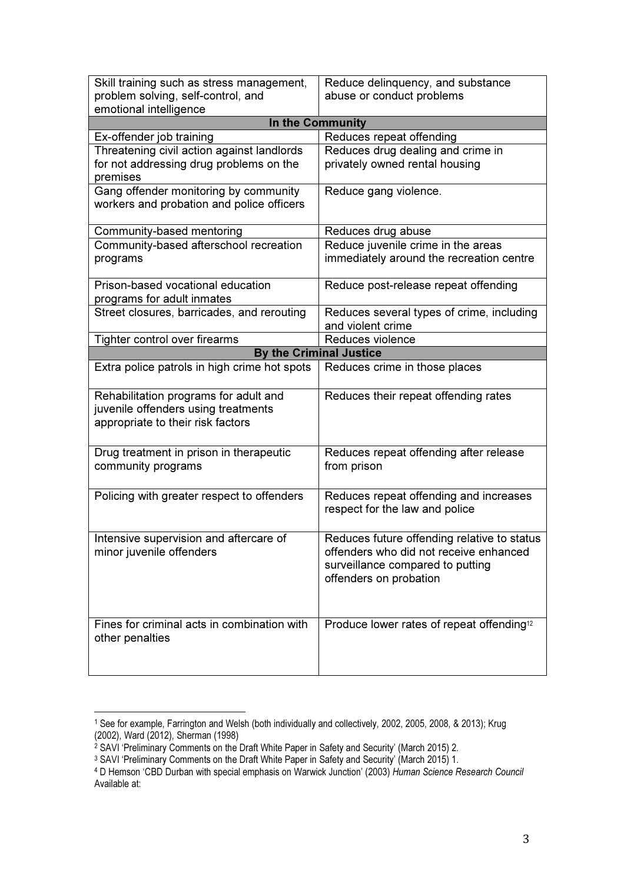| | |
|---|---|
| Skill training such as stress management, problem solving, self-control, and emotional intelligence | Reduce delinquency, and substance abuse or conduct problems |
| **In the Community** | |
| Ex-offender job training | Reduces repeat offending |
| Threatening civil action against landlords for not addressing drug problems on the premises | Reduces drug dealing and crime in privately owned rental housing |
| Gang offender monitoring by community workers and probation and police officers | Reduce gang violence. |
| Community-based mentoring | Reduces drug abuse |
| Community-based afterschool recreation programs | Reduce juvenile crime in the areas immediately around the recreation centre |
| Prison-based vocational education programs for adult inmates | Reduce post-release repeat offending |
| Street closures, barricades, and rerouting | Reduces several types of crime, including and violent crime |
| Tighter control over firearms | Reduces violence |
| **By the Criminal Justice** | |
| Extra police patrols in high crime hot spots | Reduces crime in those places |
| Rehabilitation programs for adult and juvenile offenders using treatments appropriate to their risk factors | Reduces their repeat offending rates |
| Drug treatment in prison in therapeutic community programs | Reduces repeat offending after release from prison |
| Policing with greater respect to offenders | Reduces repeat offending and increases respect for the law and police |
| Intensive supervision and aftercare of minor juvenile offenders | Reduces future offending relative to status offenders who did not receive enhanced surveillance compared to putting offenders on probation |
| Fines for criminal acts in combination with other penalties | Produce lower rates of repeat offending[12] |

[1] See for example, Farrington and Welsh (both individually and collectively, 2002, 2005, 2008, & 2013); Krug (2002), Ward (2012), Sherman (1998)

[2] SAVI 'Preliminary Comments on the Draft White Paper in Safety and Security' (March 2015) 2.

[3] SAVI 'Preliminary Comments on the Draft White Paper in Safety and Security' (March 2015) 1.

[4] D Hemson 'CBD Durban with special emphasis on Warwick Junction' (2003) *Human Science Research Council* Available at: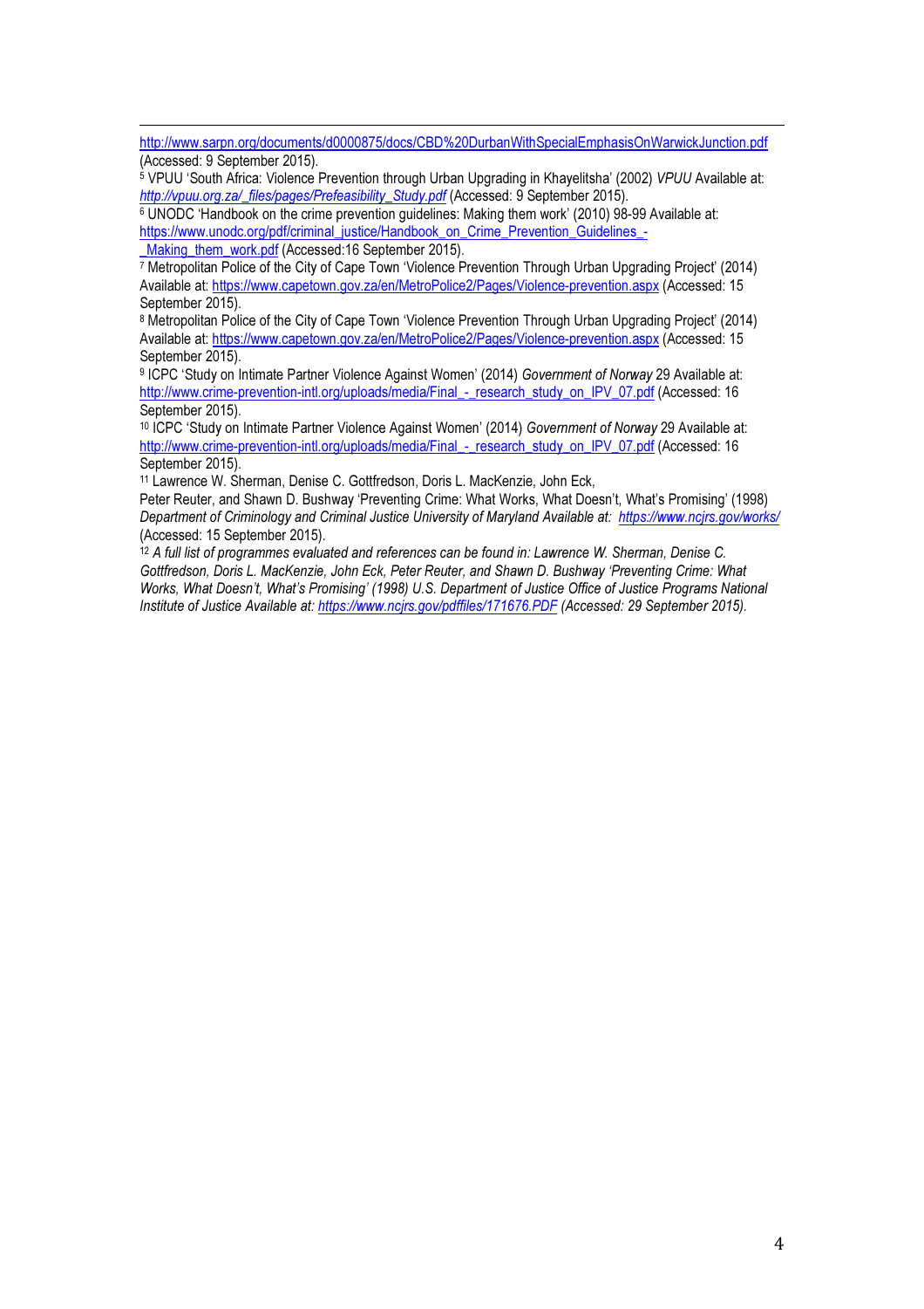http://www.sarpn.org/documents/d0000875/docs/CBD%20DurbanWithSpecialEmphasisOnWarwickJunction.pdf (Accessed: 9 September 2015).

[5] VPUU 'South Africa: Violence Prevention through Urban Upgrading in Khayelitsha' (2002) *VPUU* Available at: *http://vpuu.org.za/_files/pages/Prefeasibility_Study.pdf* (Accessed: 9 September 2015).

[6] UNODC 'Handbook on the crime prevention guidelines: Making them work' (2010) 98-99 Available at: https://www.unodc.org/pdf/criminal_justice/Handbook_on_Crime_Prevention_Guidelines_-_Making_them_work.pdf (Accessed:16 September 2015).

[7] Metropolitan Police of the City of Cape Town 'Violence Prevention Through Urban Upgrading Project' (2014) Available at: https://www.capetown.gov.za/en/MetroPolice2/Pages/Violence-prevention.aspx (Accessed: 15 September 2015).

[8] Metropolitan Police of the City of Cape Town 'Violence Prevention Through Urban Upgrading Project' (2014) Available at: https://www.capetown.gov.za/en/MetroPolice2/Pages/Violence-prevention.aspx (Accessed: 15 September 2015).

[9] ICPC 'Study on Intimate Partner Violence Against Women' (2014) *Government of Norway* 29 Available at: http://www.crime-prevention-intl.org/uploads/media/Final_-_research_study_on_IPV_07.pdf (Accessed: 16 September 2015).

[10] ICPC 'Study on Intimate Partner Violence Against Women' (2014) *Government of Norway* 29 Available at: http://www.crime-prevention-intl.org/uploads/media/Final_-_research_study_on_IPV_07.pdf (Accessed: 16 September 2015).

[11] Lawrence W. Sherman, Denise C. Gottfredson, Doris L. MacKenzie, John Eck, Peter Reuter, and Shawn D. Bushway 'Preventing Crime: What Works, What Doesn't, What's Promising' (1998) *Department of Criminology and Criminal Justice University of Maryland Available at: https://www.ncjrs.gov/works/* (Accessed: 15 September 2015).

[12] *A full list of programmes evaluated and references can be found in: Lawrence W. Sherman, Denise C. Gottfredson, Doris L. MacKenzie, John Eck, Peter Reuter, and Shawn D. Bushway 'Preventing Crime: What Works, What Doesn't, What's Promising' (1998) U.S. Department of Justice Office of Justice Programs National Institute of Justice Available at: https://www.ncjrs.gov/pdffiles/171676.PDF (Accessed: 29 September 2015).*